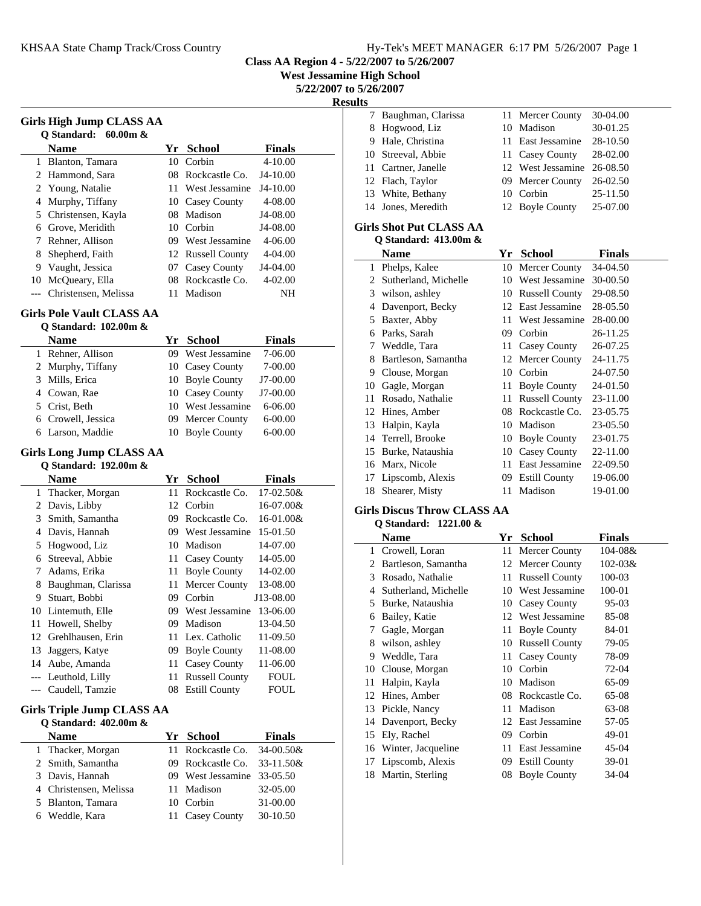**Class AA Region 4 - 5/22/2007 to 5/26/2007**
**West Jessamine High School**
**5/22/2007 to 5/26/2007**

**Results**

### Girls High Jump CLASS AA

Q Standard: 60.00m &

| | Name | Yr | School | Finals |
|---|---|---|---|---|
| 1 | Blanton, Tamara | 10 | Corbin | 4-10.00 |
| 2 | Hammond, Sara | 08 | Rockcastle Co. | J4-10.00 |
| 3 | Young, Natalie | 11 | West Jessamine | J4-10.00 |
| 4 | Murphy, Tiffany | 10 | Casey County | 4-08.00 |
| 5 | Christensen, Kayla | 08 | Madison | J4-08.00 |
| 6 | Grove, Meridith | 10 | Corbin | J4-08.00 |
| 7 | Rehner, Allison | 09 | West Jessamine | 4-06.00 |
| 8 | Shepherd, Faith | 12 | Russell County | 4-04.00 |
| 9 | Vaught, Jessica | 07 | Casey County | J4-04.00 |
| 10 | McQueary, Ella | 08 | Rockcastle Co. | 4-02.00 |
| --- | Christensen, Melissa | 11 | Madison | NH |

### Girls Pole Vault CLASS AA

Q Standard: 102.00m &

| | Name | Yr | School | Finals |
|---|---|---|---|---|
| 1 | Rehner, Allison | 09 | West Jessamine | 7-06.00 |
| 2 | Murphy, Tiffany | 10 | Casey County | 7-00.00 |
| 3 | Mills, Erica | 10 | Boyle County | J7-00.00 |
| 4 | Cowan, Rae | 10 | Casey County | J7-00.00 |
| 5 | Crist, Beth | 10 | West Jessamine | 6-06.00 |
| 6 | Crowell, Jessica | 09 | Mercer County | 6-00.00 |
| 6 | Larson, Maddie | 10 | Boyle County | 6-00.00 |

### Girls Long Jump CLASS AA

Q Standard: 192.00m &

| | Name | Yr | School | Finals |
|---|---|---|---|---|
| 1 | Thacker, Morgan | 11 | Rockcastle Co. | 17-02.50& |
| 2 | Davis, Libby | 12 | Corbin | 16-07.00& |
| 3 | Smith, Samantha | 09 | Rockcastle Co. | 16-01.00& |
| 4 | Davis, Hannah | 09 | West Jessamine | 15-01.50 |
| 5 | Hogwood, Liz | 10 | Madison | 14-07.00 |
| 6 | Streeval, Abbie | 11 | Casey County | 14-05.00 |
| 7 | Adams, Erika | 11 | Boyle County | 14-02.00 |
| 8 | Baughman, Clarissa | 11 | Mercer County | 13-08.00 |
| 9 | Stuart, Bobbi | 09 | Corbin | J13-08.00 |
| 10 | Lintemuth, Elle | 09 | West Jessamine | 13-06.00 |
| 11 | Howell, Shelby | 09 | Madison | 13-04.50 |
| 12 | Grehlhausen, Erin | 11 | Lex. Catholic | 11-09.50 |
| 13 | Jaggers, Katye | 09 | Boyle County | 11-08.00 |
| 14 | Aube, Amanda | 11 | Casey County | 11-06.00 |
| --- | Leuthold, Lilly | 11 | Russell County | FOUL |
| --- | Caudell, Tamzie | 08 | Estill County | FOUL |

### Girls Triple Jump CLASS AA

Q Standard: 402.00m &

| | Name | Yr | School | Finals |
|---|---|---|---|---|
| 1 | Thacker, Morgan | 11 | Rockcastle Co. | 34-00.50& |
| 2 | Smith, Samantha | 09 | Rockcastle Co. | 33-11.50& |
| 3 | Davis, Hannah | 09 | West Jessamine | 33-05.50 |
| 4 | Christensen, Melissa | 11 | Madison | 32-05.00 |
| 5 | Blanton, Tamara | 10 | Corbin | 31-00.00 |
| 6 | Weddle, Kara | 11 | Casey County | 30-10.50 |
| 7 | Baughman, Clarissa | 11 | Mercer County | 30-04.00 |
| 8 | Hogwood, Liz | 10 | Madison | 30-01.25 |
| 9 | Hale, Christina | 11 | East Jessamine | 28-10.50 |
| 10 | Streeval, Abbie | 11 | Casey County | 28-02.00 |
| 11 | Cartner, Janelle | 12 | West Jessamine | 26-08.50 |
| 12 | Flach, Taylor | 09 | Mercer County | 26-02.50 |
| 13 | White, Bethany | 10 | Corbin | 25-11.50 |
| 14 | Jones, Meredith | 12 | Boyle County | 25-07.00 |

### Girls Shot Put CLASS AA

Q Standard: 413.00m &

| | Name | Yr | School | Finals |
|---|---|---|---|---|
| 1 | Phelps, Kalee | 10 | Mercer County | 34-04.50 |
| 2 | Sutherland, Michelle | 10 | West Jessamine | 30-00.50 |
| 3 | wilson, ashley | 10 | Russell County | 29-08.50 |
| 4 | Davenport, Becky | 12 | East Jessamine | 28-05.50 |
| 5 | Baxter, Abby | 11 | West Jessamine | 28-00.00 |
| 6 | Parks, Sarah | 09 | Corbin | 26-11.25 |
| 7 | Weddle, Tara | 11 | Casey County | 26-07.25 |
| 8 | Bartleson, Samantha | 12 | Mercer County | 24-11.75 |
| 9 | Clouse, Morgan | 10 | Corbin | 24-07.50 |
| 10 | Gagle, Morgan | 11 | Boyle County | 24-01.50 |
| 11 | Rosado, Nathalie | 11 | Russell County | 23-11.00 |
| 12 | Hines, Amber | 08 | Rockcastle Co. | 23-05.75 |
| 13 | Halpin, Kayla | 10 | Madison | 23-05.50 |
| 14 | Terrell, Brooke | 10 | Boyle County | 23-01.75 |
| 15 | Burke, Nataushia | 10 | Casey County | 22-11.00 |
| 16 | Marx, Nicole | 11 | East Jessamine | 22-09.50 |
| 17 | Lipscomb, Alexis | 09 | Estill County | 19-06.00 |
| 18 | Shearer, Misty | 11 | Madison | 19-01.00 |

### Girls Discus Throw CLASS AA

Q Standard: 1221.00 &

| | Name | Yr | School | Finals |
|---|---|---|---|---|
| 1 | Crowell, Loran | 11 | Mercer County | 104-08& |
| 2 | Bartleson, Samantha | 12 | Mercer County | 102-03& |
| 3 | Rosado, Nathalie | 11 | Russell County | 100-03 |
| 4 | Sutherland, Michelle | 10 | West Jessamine | 100-01 |
| 5 | Burke, Nataushia | 10 | Casey County | 95-03 |
| 6 | Bailey, Katie | 12 | West Jessamine | 85-08 |
| 7 | Gagle, Morgan | 11 | Boyle County | 84-01 |
| 8 | wilson, ashley | 10 | Russell County | 79-05 |
| 9 | Weddle, Tara | 11 | Casey County | 78-09 |
| 10 | Clouse, Morgan | 10 | Corbin | 72-04 |
| 11 | Halpin, Kayla | 10 | Madison | 65-09 |
| 12 | Hines, Amber | 08 | Rockcastle Co. | 65-08 |
| 13 | Pickle, Nancy | 11 | Madison | 63-08 |
| 14 | Davenport, Becky | 12 | East Jessamine | 57-05 |
| 15 | Ely, Rachel | 09 | Corbin | 49-01 |
| 16 | Winter, Jacqueline | 11 | East Jessamine | 45-04 |
| 17 | Lipscomb, Alexis | 09 | Estill County | 39-01 |
| 18 | Martin, Sterling | 08 | Boyle County | 34-04 |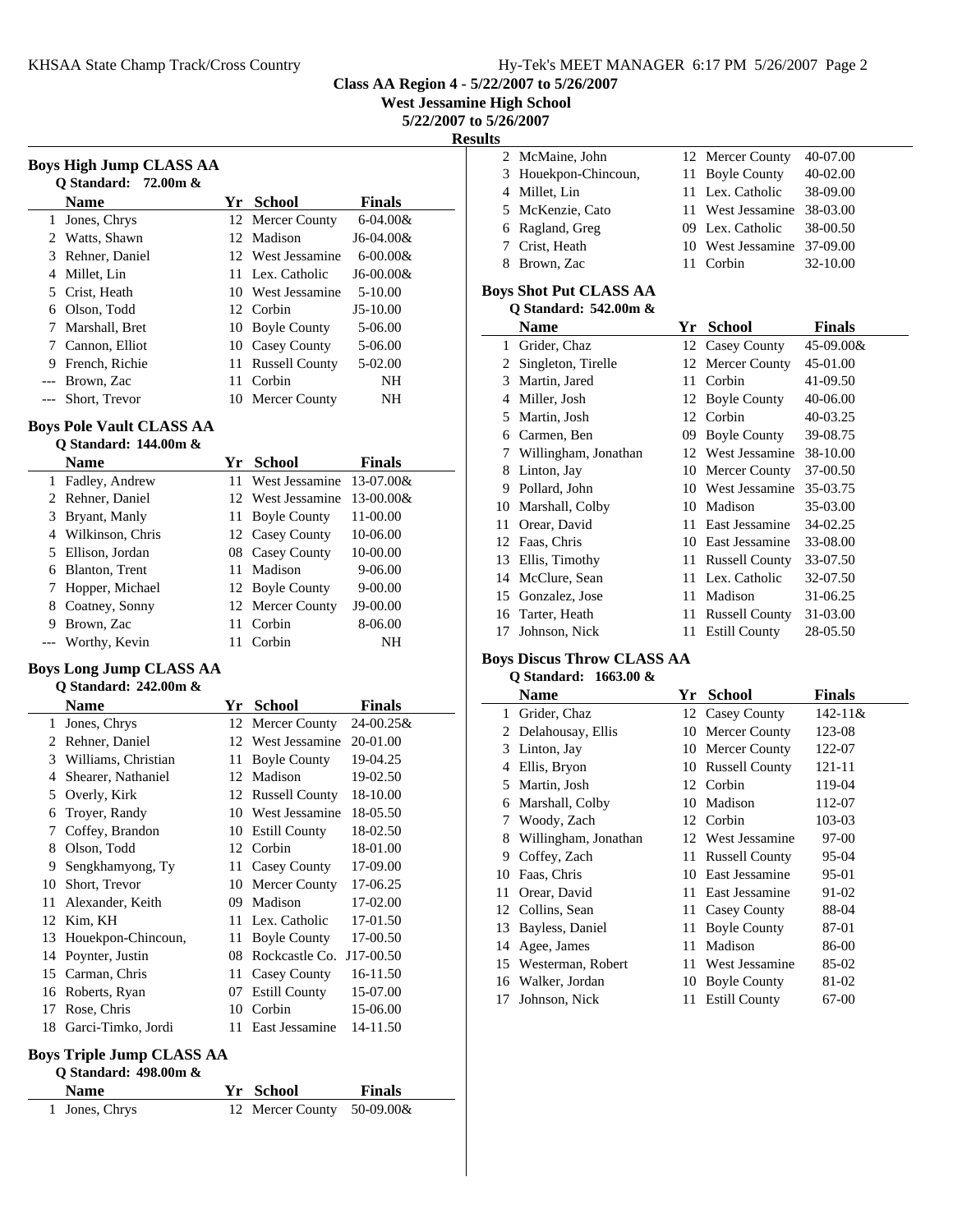**Class AA Region 4 - 5/22/2007 to 5/26/2007**
**West Jessamine High School**
**5/22/2007 to 5/26/2007**

**Results**

### Boys High Jump CLASS AA

Q Standard: 72.00m &

| | Name | Yr | School | Finals |
|---|---|---|---|---|
| 1 | Jones, Chrys | 12 | Mercer County | 6-04.00& |
| 2 | Watts, Shawn | 12 | Madison | J6-04.00& |
| 3 | Rehner, Daniel | 12 | West Jessamine | 6-00.00& |
| 4 | Millet, Lin | 11 | Lex. Catholic | J6-00.00& |
| 5 | Crist, Heath | 10 | West Jessamine | 5-10.00 |
| 6 | Olson, Todd | 12 | Corbin | J5-10.00 |
| 7 | Marshall, Bret | 10 | Boyle County | 5-06.00 |
| 7 | Cannon, Elliot | 10 | Casey County | 5-06.00 |
| 9 | French, Richie | 11 | Russell County | 5-02.00 |
| --- | Brown, Zac | 11 | Corbin | NH |
| --- | Short, Trevor | 10 | Mercer County | NH |

### Boys Pole Vault CLASS AA

Q Standard: 144.00m &

| | Name | Yr | School | Finals |
|---|---|---|---|---|
| 1 | Fadley, Andrew | 11 | West Jessamine | 13-07.00& |
| 2 | Rehner, Daniel | 12 | West Jessamine | 13-00.00& |
| 3 | Bryant, Manly | 11 | Boyle County | 11-00.00 |
| 4 | Wilkinson, Chris | 12 | Casey County | 10-06.00 |
| 5 | Ellison, Jordan | 08 | Casey County | 10-00.00 |
| 6 | Blanton, Trent | 11 | Madison | 9-06.00 |
| 7 | Hopper, Michael | 12 | Boyle County | 9-00.00 |
| 8 | Coatney, Sonny | 12 | Mercer County | J9-00.00 |
| 9 | Brown, Zac | 11 | Corbin | 8-06.00 |
| --- | Worthy, Kevin | 11 | Corbin | NH |

### Boys Long Jump CLASS AA

Q Standard: 242.00m &

| | Name | Yr | School | Finals |
|---|---|---|---|---|
| 1 | Jones, Chrys | 12 | Mercer County | 24-00.25& |
| 2 | Rehner, Daniel | 12 | West Jessamine | 20-01.00 |
| 3 | Williams, Christian | 11 | Boyle County | 19-04.25 |
| 4 | Shearer, Nathaniel | 12 | Madison | 19-02.50 |
| 5 | Overly, Kirk | 12 | Russell County | 18-10.00 |
| 6 | Troyer, Randy | 10 | West Jessamine | 18-05.50 |
| 7 | Coffey, Brandon | 10 | Estill County | 18-02.50 |
| 8 | Olson, Todd | 12 | Corbin | 18-01.00 |
| 9 | Sengkhamyong, Ty | 11 | Casey County | 17-09.00 |
| 10 | Short, Trevor | 10 | Mercer County | 17-06.25 |
| 11 | Alexander, Keith | 09 | Madison | 17-02.00 |
| 12 | Kim, KH | 11 | Lex. Catholic | 17-01.50 |
| 13 | Houekpon-Chincoun, | 11 | Boyle County | 17-00.50 |
| 14 | Poynter, Justin | 08 | Rockcastle Co. | J17-00.50 |
| 15 | Carman, Chris | 11 | Casey County | 16-11.50 |
| 16 | Roberts, Ryan | 07 | Estill County | 15-07.00 |
| 17 | Rose, Chris | 10 | Corbin | 15-06.00 |
| 18 | Garci-Timko, Jordi | 11 | East Jessamine | 14-11.50 |

### Boys Triple Jump CLASS AA

Q Standard: 498.00m &

| | Name | Yr | School | Finals |
|---|---|---|---|---|
| 1 | Jones, Chrys | 12 | Mercer County | 50-09.00& |
| 2 | McMaine, John | 12 | Mercer County | 40-07.00 |
| 3 | Houekpon-Chincoun, | 11 | Boyle County | 40-02.00 |
| 4 | Millet, Lin | 11 | Lex. Catholic | 38-09.00 |
| 5 | McKenzie, Cato | 11 | West Jessamine | 38-03.00 |
| 6 | Ragland, Greg | 09 | Lex. Catholic | 38-00.50 |
| 7 | Crist, Heath | 10 | West Jessamine | 37-09.00 |
| 8 | Brown, Zac | 11 | Corbin | 32-10.00 |

### Boys Shot Put CLASS AA

Q Standard: 542.00m &

| | Name | Yr | School | Finals |
|---|---|---|---|---|
| 1 | Grider, Chaz | 12 | Casey County | 45-09.00& |
| 2 | Singleton, Tirelle | 12 | Mercer County | 45-01.00 |
| 3 | Martin, Jared | 11 | Corbin | 41-09.50 |
| 4 | Miller, Josh | 12 | Boyle County | 40-06.00 |
| 5 | Martin, Josh | 12 | Corbin | 40-03.25 |
| 6 | Carmen, Ben | 09 | Boyle County | 39-08.75 |
| 7 | Willingham, Jonathan | 12 | West Jessamine | 38-10.00 |
| 8 | Linton, Jay | 10 | Mercer County | 37-00.50 |
| 9 | Pollard, John | 10 | West Jessamine | 35-03.75 |
| 10 | Marshall, Colby | 10 | Madison | 35-03.00 |
| 11 | Orear, David | 11 | East Jessamine | 34-02.25 |
| 12 | Faas, Chris | 10 | East Jessamine | 33-08.00 |
| 13 | Ellis, Timothy | 11 | Russell County | 33-07.50 |
| 14 | McClure, Sean | 11 | Lex. Catholic | 32-07.50 |
| 15 | Gonzalez, Jose | 11 | Madison | 31-06.25 |
| 16 | Tarter, Heath | 11 | Russell County | 31-03.00 |
| 17 | Johnson, Nick | 11 | Estill County | 28-05.50 |

### Boys Discus Throw CLASS AA

Q Standard: 1663.00 &

| | Name | Yr | School | Finals |
|---|---|---|---|---|
| 1 | Grider, Chaz | 12 | Casey County | 142-11& |
| 2 | Delahousay, Ellis | 10 | Mercer County | 123-08 |
| 3 | Linton, Jay | 10 | Mercer County | 122-07 |
| 4 | Ellis, Bryon | 10 | Russell County | 121-11 |
| 5 | Martin, Josh | 12 | Corbin | 119-04 |
| 6 | Marshall, Colby | 10 | Madison | 112-07 |
| 7 | Woody, Zach | 12 | Corbin | 103-03 |
| 8 | Willingham, Jonathan | 12 | West Jessamine | 97-00 |
| 9 | Coffey, Zach | 11 | Russell County | 95-04 |
| 10 | Faas, Chris | 10 | East Jessamine | 95-01 |
| 11 | Orear, David | 11 | East Jessamine | 91-02 |
| 12 | Collins, Sean | 11 | Casey County | 88-04 |
| 13 | Bayless, Daniel | 11 | Boyle County | 87-01 |
| 14 | Agee, James | 11 | Madison | 86-00 |
| 15 | Westerman, Robert | 11 | West Jessamine | 85-02 |
| 16 | Walker, Jordan | 10 | Boyle County | 81-02 |
| 17 | Johnson, Nick | 11 | Estill County | 67-00 |